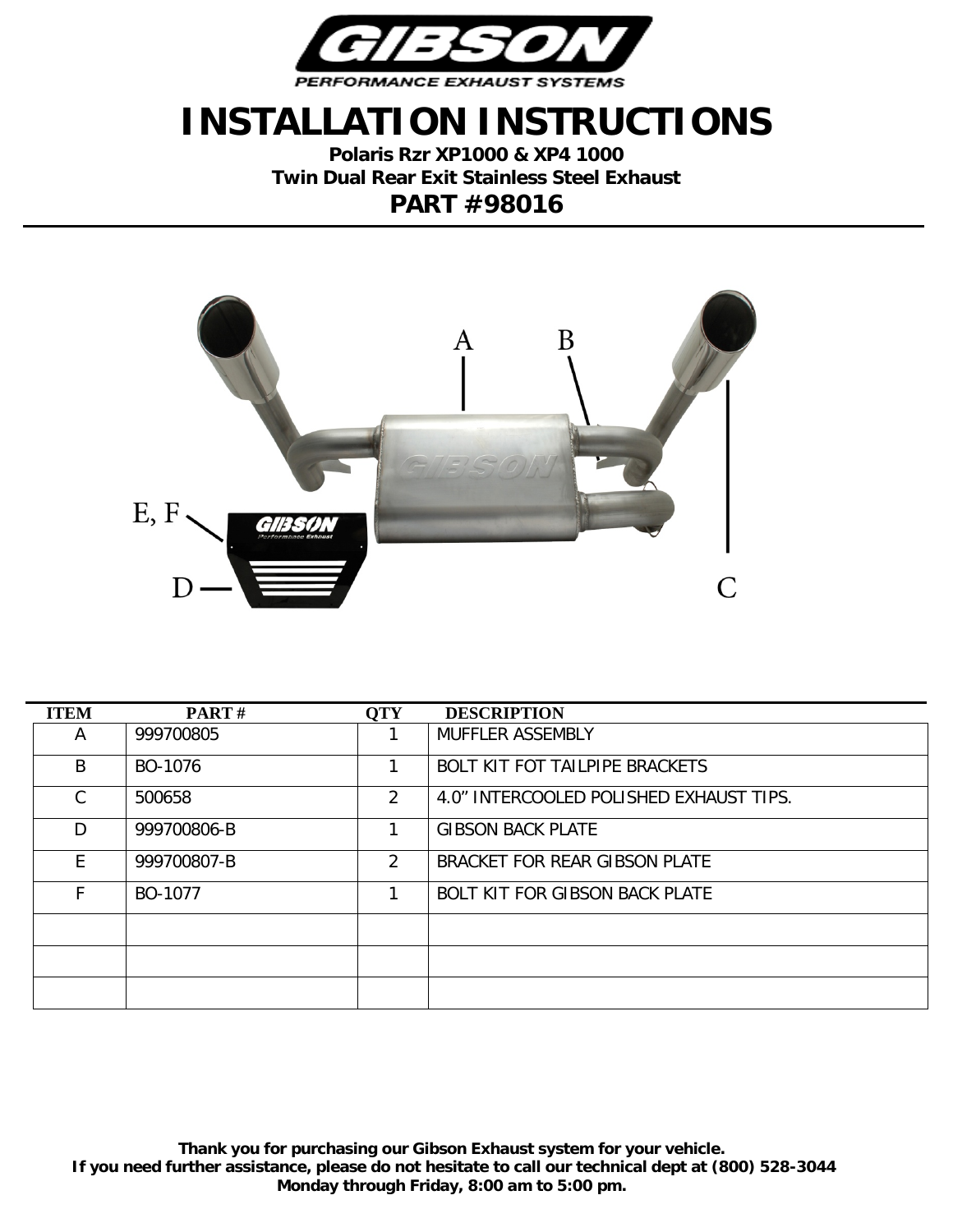# INSTALLATION INSTRUCTIONS

**Polaris Rzr XP1000 & XP4 1000**
**Twin Dual Rear Exit Stainless Steel Exhaust**

## PART #98016

| ITEM | PART # | QTY | DESCRIPTION |
|---|---|---|---|
| A | 999700805 | 1 | MUFFLER ASSEMBLY |
| B | BO-1076 | 1 | BOLT KIT FOT TAILPIPE BRACKETS |
| C | 500658 | 2 | 4.0" INTERCOOLED POLISHED EXHAUST TIPS. |
| D | 999700806-B | 1 | GIBSON BACK PLATE |
| E | 999700807-B | 2 | BRACKET FOR REAR GIBSON PLATE |
| F | BO-1077 | 1 | BOLT KIT FOR GIBSON BACK PLATE |
| | | | |
| | | | |
| | | | |

**Thank you for purchasing our Gibson Exhaust system for your vehicle.**
**If you need further assistance, please do not hesitate to call our technical dept at (800) 528-3044**
**Monday through Friday, 8:00 am to 5:00 pm.**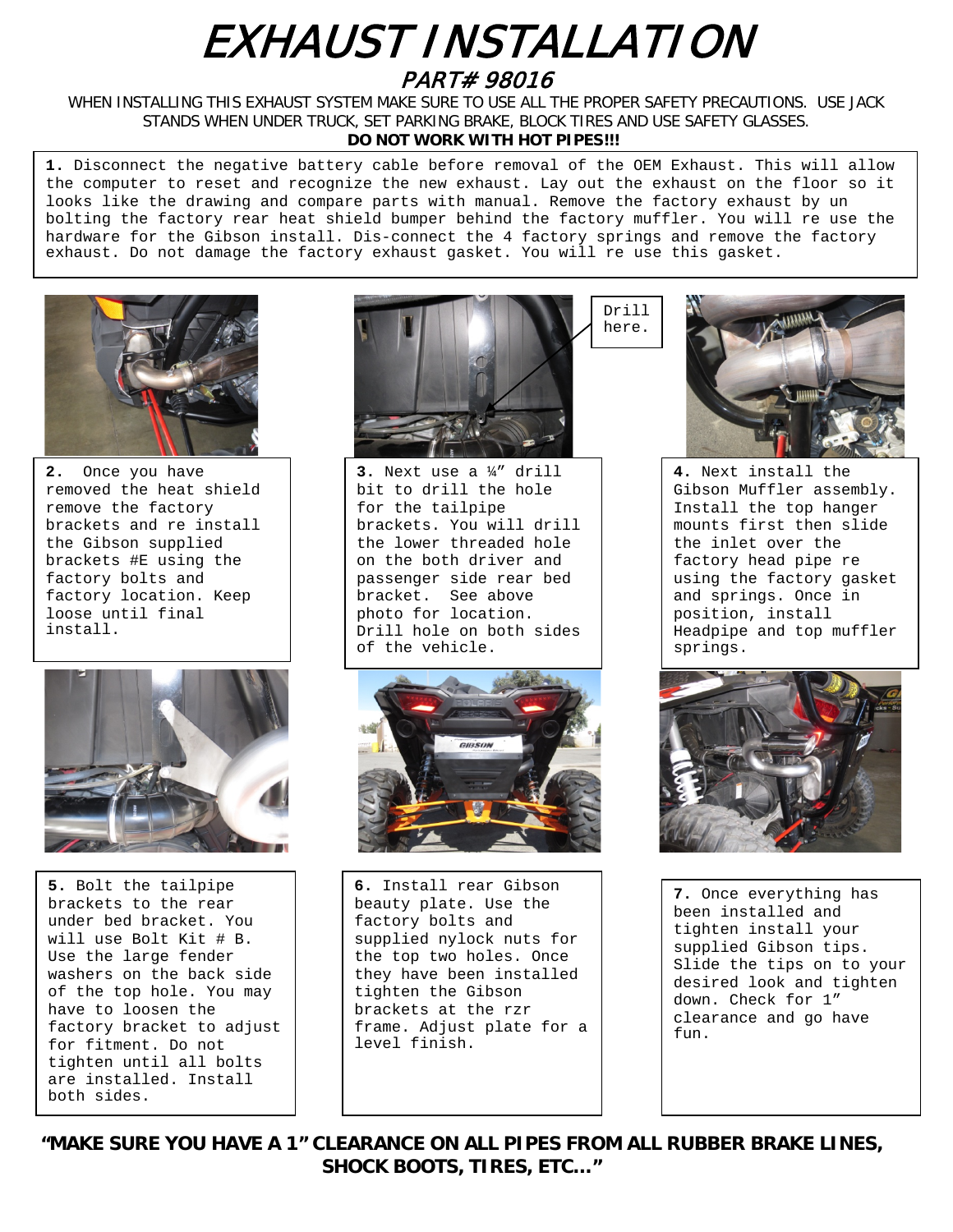# EXHAUST INSTALLATION

## PART# 98016

WHEN INSTALLING THIS EXHAUST SYSTEM MAKE SURE TO USE ALL THE PROPER SAFETY PRECAUTIONS. USE JACK STANDS WHEN UNDER TRUCK, SET PARKING BRAKE, BLOCK TIRES AND USE SAFETY GLASSES.

**DO NOT WORK WITH HOT PIPES!!!**

**1.** Disconnect the negative battery cable before removal of the OEM Exhaust. This will allow the computer to reset and recognize the new exhaust. Lay out the exhaust on the floor so it looks like the drawing and compare parts with manual. Remove the factory exhaust by un bolting the factory rear heat shield bumper behind the factory muffler. You will re use the hardware for the Gibson install. Dis-connect the 4 factory springs and remove the factory exhaust. Do not damage the factory exhaust gasket. You will re use this gasket.

**2.** Once you have removed the heat shield remove the factory brackets and re install the Gibson supplied brackets #E using the factory bolts and factory location. Keep loose until final install.

Drill here.

**3.** Next use a ¼" drill bit to drill the hole for the tailpipe brackets. You will drill the lower threaded hole on the both driver and passenger side rear bed bracket. See above photo for location. Drill hole on both sides of the vehicle.

**4.** Next install the Gibson Muffler assembly. Install the top hanger mounts first then slide the inlet over the factory head pipe re using the factory gasket and springs. Once in position, install Headpipe and top muffler springs.

**5.** Bolt the tailpipe brackets to the rear under bed bracket. You will use Bolt Kit # B. Use the large fender washers on the back side of the top hole. You may have to loosen the factory bracket to adjust for fitment. Do not tighten until all bolts are installed. Install both sides.

**6.** Install rear Gibson beauty plate. Use the factory bolts and supplied nylock nuts for the top two holes. Once they have been installed tighten the Gibson brackets at the rzr frame. Adjust plate for a level finish.

**7.** Once everything has been installed and tighten install your supplied Gibson tips. Slide the tips on to your desired look and tighten down. Check for 1" clearance and go have fun.

**"MAKE SURE YOU HAVE A 1" CLEARANCE ON ALL PIPES FROM ALL RUBBER BRAKE LINES, SHOCK BOOTS, TIRES, ETC…"**